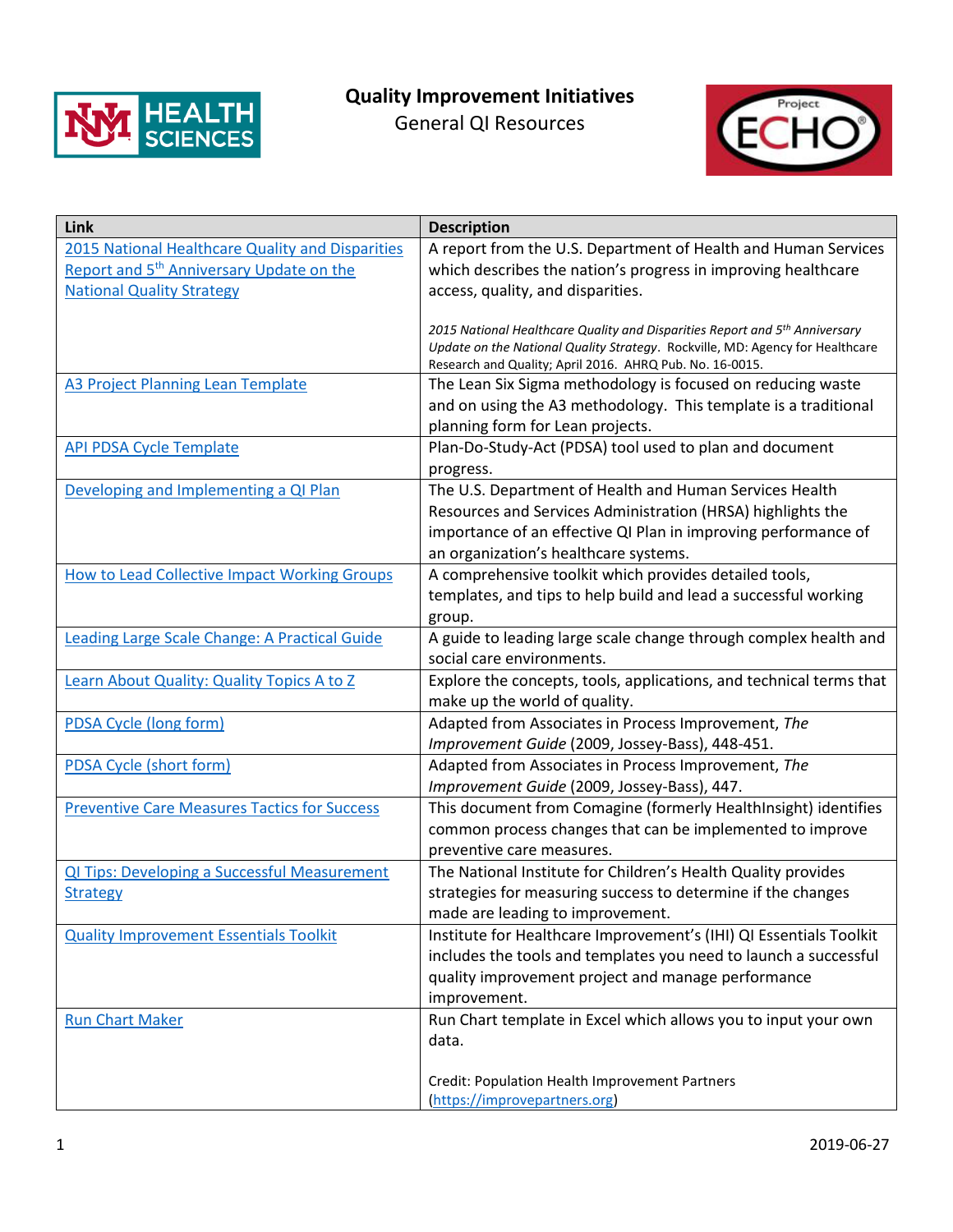# Quality Improvement Initiatives

## General QI Resources

| Link | Description |
|---|---|
| 2015 National Healthcare Quality and Disparities Report and 5th Anniversary Update on the National Quality Strategy | A report from the U.S. Department of Health and Human Services which describes the nation's progress in improving healthcare access, quality, and disparities.<br><br>*2015 National Healthcare Quality and Disparities Report and 5th Anniversary Update on the National Quality Strategy*. Rockville, MD: Agency for Healthcare Research and Quality; April 2016. AHRQ Pub. No. 16-0015. |
| A3 Project Planning Lean Template | The Lean Six Sigma methodology is focused on reducing waste and on using the A3 methodology. This template is a traditional planning form for Lean projects. |
| API PDSA Cycle Template | Plan-Do-Study-Act (PDSA) tool used to plan and document progress. |
| Developing and Implementing a QI Plan | The U.S. Department of Health and Human Services Health Resources and Services Administration (HRSA) highlights the importance of an effective QI Plan in improving performance of an organization's healthcare systems. |
| How to Lead Collective Impact Working Groups | A comprehensive toolkit which provides detailed tools, templates, and tips to help build and lead a successful working group. |
| Leading Large Scale Change: A Practical Guide | A guide to leading large scale change through complex health and social care environments. |
| Learn About Quality: Quality Topics A to Z | Explore the concepts, tools, applications, and technical terms that make up the world of quality. |
| PDSA Cycle (long form) | Adapted from Associates in Process Improvement, *The Improvement Guide* (2009, Jossey-Bass), 448-451. |
| PDSA Cycle (short form) | Adapted from Associates in Process Improvement, *The Improvement Guide* (2009, Jossey-Bass), 447. |
| Preventive Care Measures Tactics for Success | This document from Comagine (formerly HealthInsight) identifies common process changes that can be implemented to improve preventive care measures. |
| QI Tips: Developing a Successful Measurement Strategy | The National Institute for Children's Health Quality provides strategies for measuring success to determine if the changes made are leading to improvement. |
| Quality Improvement Essentials Toolkit | Institute for Healthcare Improvement's (IHI) QI Essentials Toolkit includes the tools and templates you need to launch a successful quality improvement project and manage performance improvement. |
| Run Chart Maker | Run Chart template in Excel which allows you to input your own data.<br><br>Credit: Population Health Improvement Partners (https://improvepartners.org) |

2019-06-27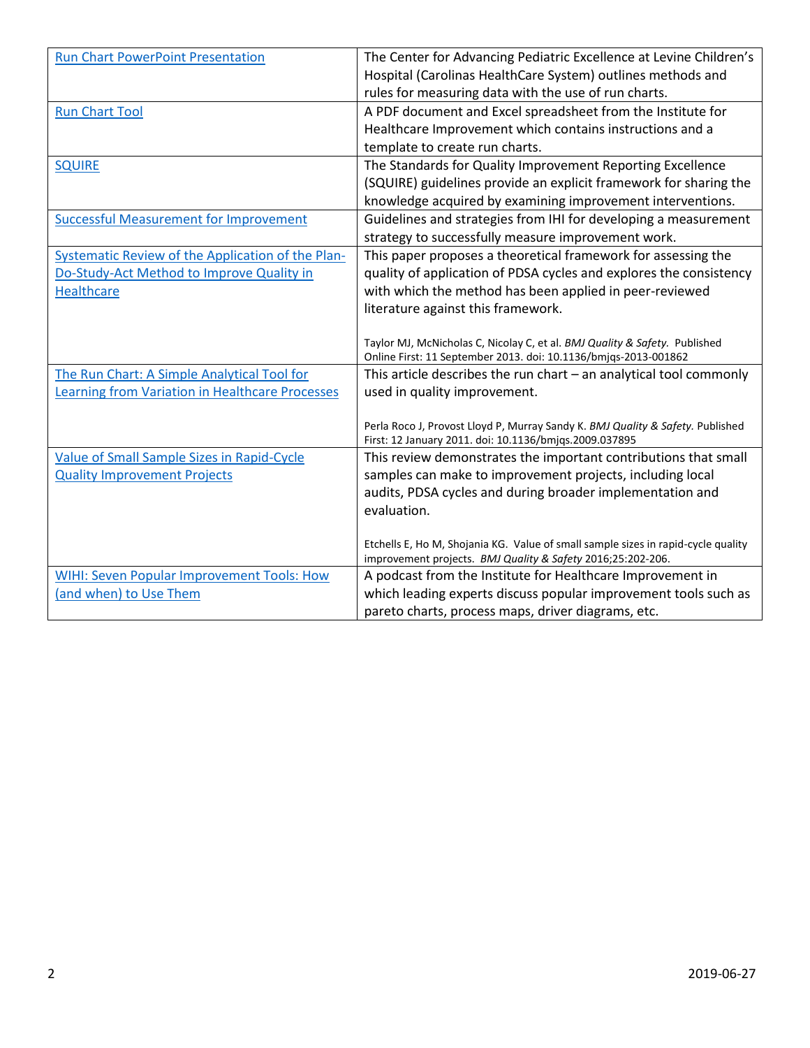| | |
|---|---|
| Run Chart PowerPoint Presentation | The Center for Advancing Pediatric Excellence at Levine Children's Hospital (Carolinas HealthCare System) outlines methods and rules for measuring data with the use of run charts. |
| Run Chart Tool | A PDF document and Excel spreadsheet from the Institute for Healthcare Improvement which contains instructions and a template to create run charts. |
| SQUIRE | The Standards for Quality Improvement Reporting Excellence (SQUIRE) guidelines provide an explicit framework for sharing the knowledge acquired by examining improvement interventions. |
| Successful Measurement for Improvement | Guidelines and strategies from IHI for developing a measurement strategy to successfully measure improvement work. |
| Systematic Review of the Application of the Plan-Do-Study-Act Method to Improve Quality in Healthcare | This paper proposes a theoretical framework for assessing the quality of application of PDSA cycles and explores the consistency with which the method has been applied in peer-reviewed literature against this framework.<br><br>Taylor MJ, McNicholas C, Nicolay C, et al. *BMJ Quality & Safety.* Published Online First: 11 September 2013. doi: 10.1136/bmjqs-2013-001862 |
| The Run Chart: A Simple Analytical Tool for Learning from Variation in Healthcare Processes | This article describes the run chart – an analytical tool commonly used in quality improvement.<br><br>Perla Roco J, Provost Lloyd P, Murray Sandy K. *BMJ Quality & Safety.* Published First: 12 January 2011. doi: 10.1136/bmjqs.2009.037895 |
| Value of Small Sample Sizes in Rapid-Cycle Quality Improvement Projects | This review demonstrates the important contributions that small samples can make to improvement projects, including local audits, PDSA cycles and during broader implementation and evaluation.<br><br>Etchells E, Ho M, Shojania KG. Value of small sample sizes in rapid-cycle quality improvement projects. *BMJ Quality & Safety* 2016;25:202-206. |
| WIHI: Seven Popular Improvement Tools: How (and when) to Use Them | A podcast from the Institute for Healthcare Improvement in which leading experts discuss popular improvement tools such as pareto charts, process maps, driver diagrams, etc. |

2019-06-27